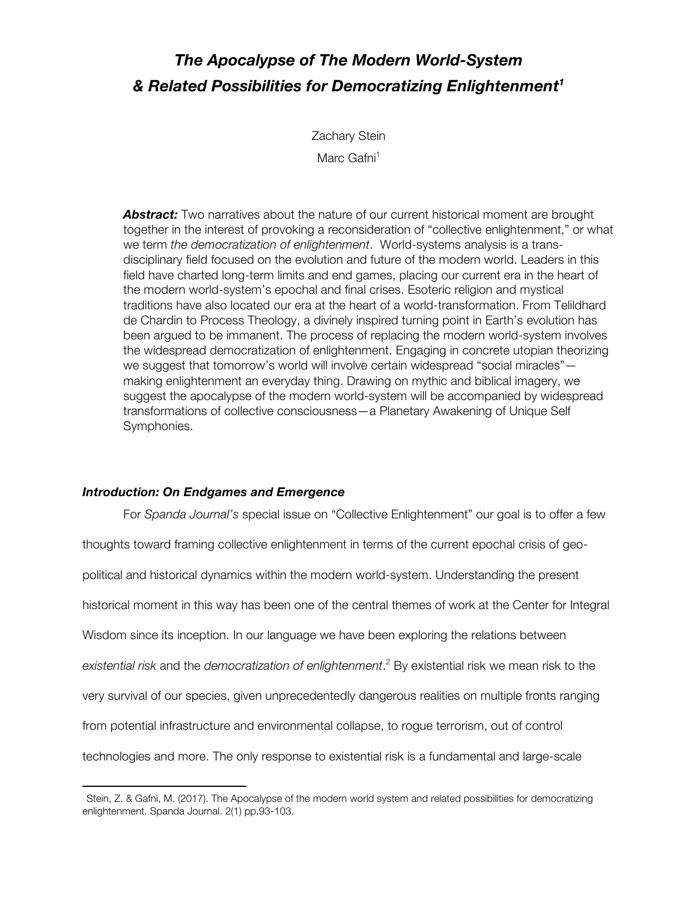# *The Apocalypse of The Modern World-System & Related Possibilities for Democratizing Enlightenment*[1]

Zachary Stein

Marc Gafni[1]

***Abstract:*** Two narratives about the nature of our current historical moment are brought together in the interest of provoking a reconsideration of "collective enlightenment," or what we term *the democratization of enlightenment*. World-systems analysis is a trans-disciplinary field focused on the evolution and future of the modern world. Leaders in this field have charted long-term limits and end games, placing our current era in the heart of the modern world-system's epochal and final crises. Esoteric religion and mystical traditions have also located our era at the heart of a world-transformation. From Telildhard de Chardin to Process Theology, a divinely inspired turning point in Earth's evolution has been argued to be immanent. The process of replacing the modern world-system involves the widespread democratization of enlightenment. Engaging in concrete utopian theorizing we suggest that tomorrow's world will involve certain widespread "social miracles"—making enlightenment an everyday thing. Drawing on mythic and biblical imagery, we suggest the apocalypse of the modern world-system will be accompanied by widespread transformations of collective consciousness—a Planetary Awakening of Unique Self Symphonies.

### *Introduction: On Endgames and Emergence*

For *Spanda Journal's* special issue on "Collective Enlightenment" our goal is to offer a few thoughts toward framing collective enlightenment in terms of the current epochal crisis of geo-political and historical dynamics within the modern world-system. Understanding the present historical moment in this way has been one of the central themes of work at the Center for Integral Wisdom since its inception. In our language we have been exploring the relations between *existential risk* and the *democratization of enlightenment*.[2] By existential risk we mean risk to the very survival of our species, given unprecedentedly dangerous realities on multiple fronts ranging from potential infrastructure and environmental collapse, to rogue terrorism, out of control technologies and more. The only response to existential risk is a fundamental and large-scale

---

[1] Stein, Z. & Gafni, M. (2017). The Apocalypse of the modern world system and related possibilities for democratizing enlightenment. Spanda Journal. 2(1) pp.93-103.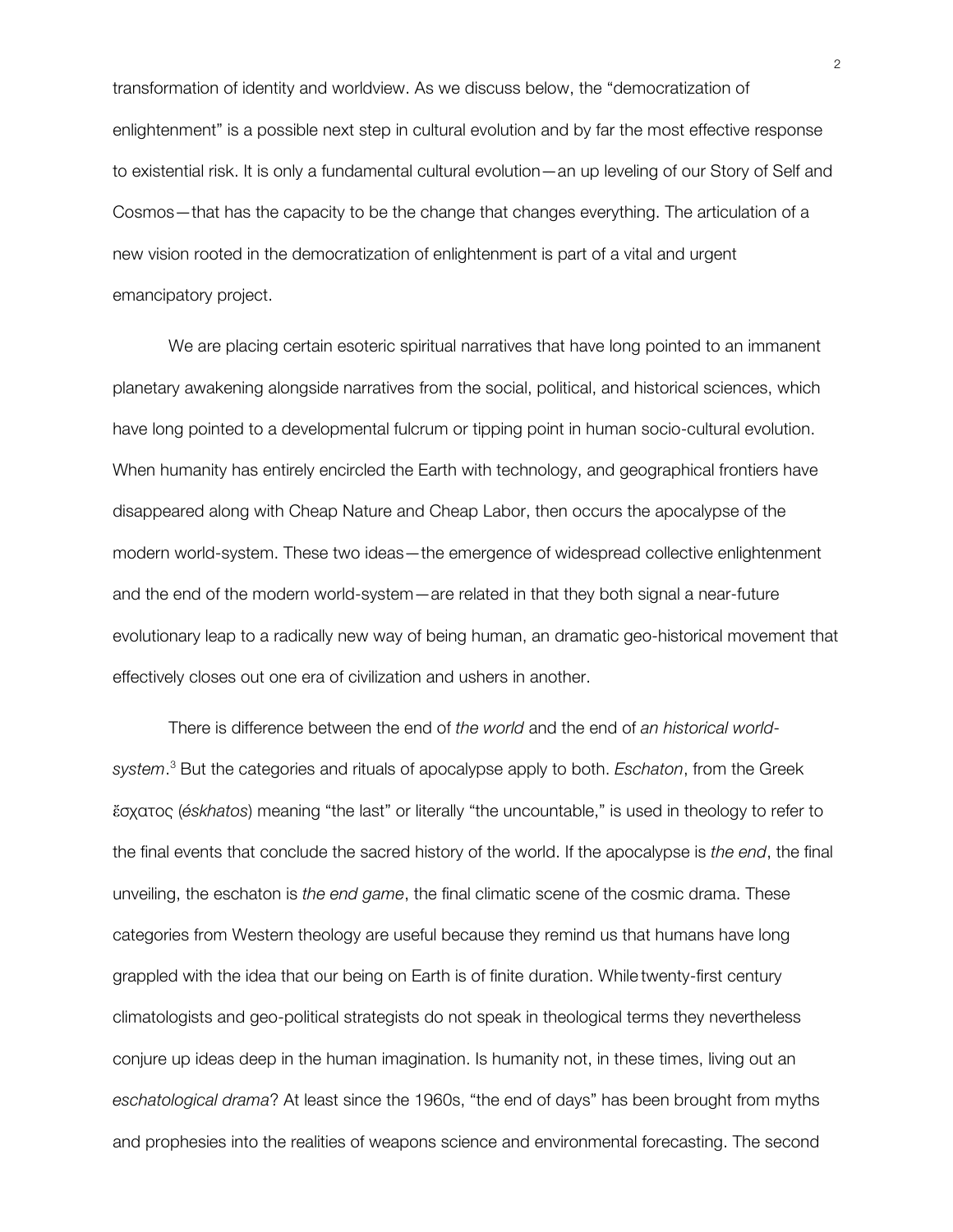transformation of identity and worldview. As we discuss below, the "democratization of enlightenment" is a possible next step in cultural evolution and by far the most effective response to existential risk. It is only a fundamental cultural evolution—an up leveling of our Story of Self and Cosmos—that has the capacity to be the change that changes everything. The articulation of a new vision rooted in the democratization of enlightenment is part of a vital and urgent emancipatory project.

We are placing certain esoteric spiritual narratives that have long pointed to an immanent planetary awakening alongside narratives from the social, political, and historical sciences, which have long pointed to a developmental fulcrum or tipping point in human socio-cultural evolution. When humanity has entirely encircled the Earth with technology, and geographical frontiers have disappeared along with Cheap Nature and Cheap Labor, then occurs the apocalypse of the modern world-system. These two ideas—the emergence of widespread collective enlightenment and the end of the modern world-system—are related in that they both signal a near-future evolutionary leap to a radically new way of being human, an dramatic geo-historical movement that effectively closes out one era of civilization and ushers in another.

There is difference between the end of *the world* and the end of *an historical world-system*.[3] But the categories and rituals of apocalypse apply to both. *Eschaton*, from the Greek ἔσχατος (*éskhatos*) meaning "the last" or literally "the uncountable," is used in theology to refer to the final events that conclude the sacred history of the world. If the apocalypse is *the end*, the final unveiling, the eschaton is *the end game*, the final climatic scene of the cosmic drama. These categories from Western theology are useful because they remind us that humans have long grappled with the idea that our being on Earth is of finite duration. While twenty-first century climatologists and geo-political strategists do not speak in theological terms they nevertheless conjure up ideas deep in the human imagination. Is humanity not, in these times, living out an *eschatological drama*? At least since the 1960s, "the end of days" has been brought from myths and prophesies into the realities of weapons science and environmental forecasting. The second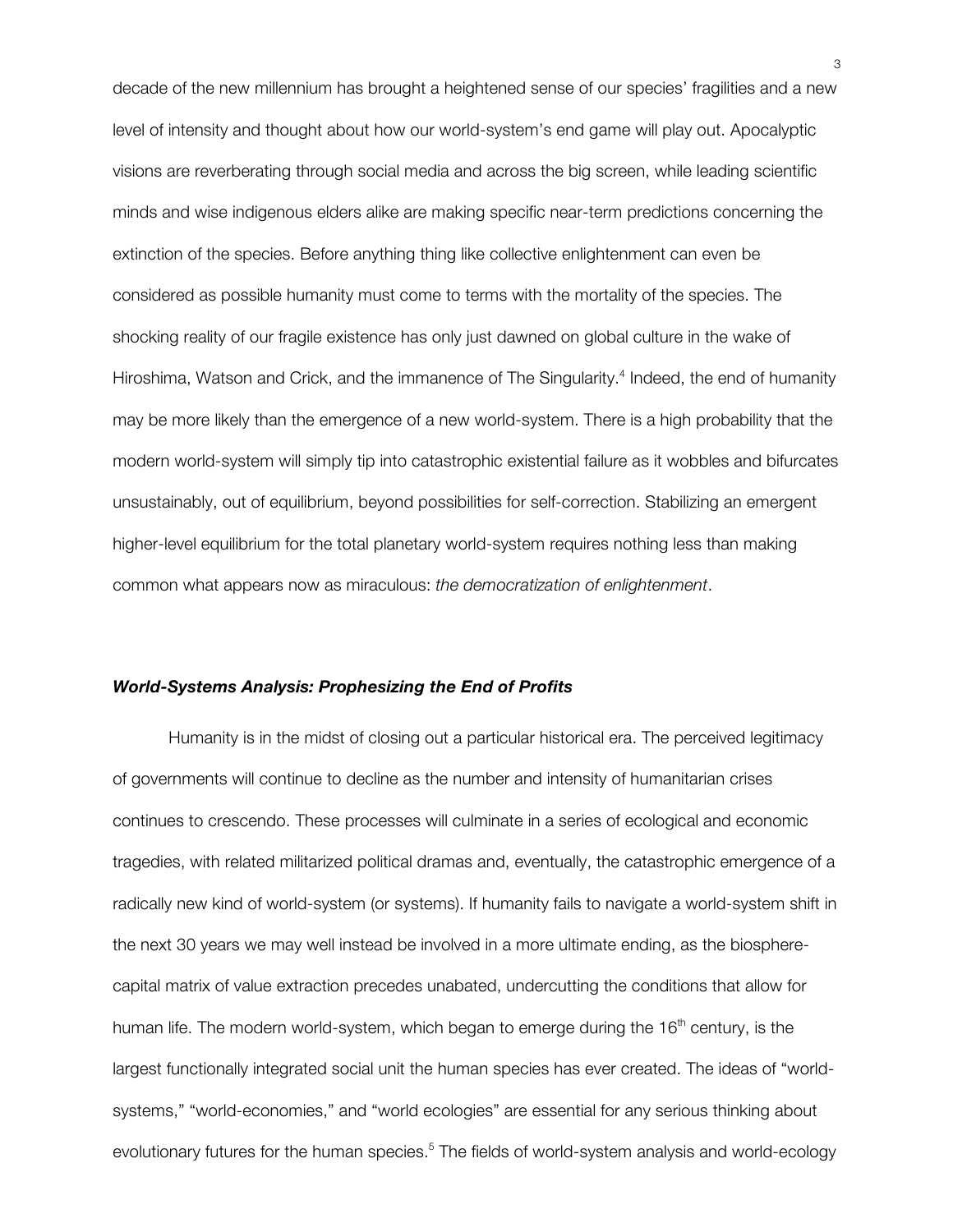decade of the new millennium has brought a heightened sense of our species' fragilities and a new level of intensity and thought about how our world-system's end game will play out. Apocalyptic visions are reverberating through social media and across the big screen, while leading scientific minds and wise indigenous elders alike are making specific near-term predictions concerning the extinction of the species. Before anything thing like collective enlightenment can even be considered as possible humanity must come to terms with the mortality of the species. The shocking reality of our fragile existence has only just dawned on global culture in the wake of Hiroshima, Watson and Crick, and the immanence of The Singularity.[4] Indeed, the end of humanity may be more likely than the emergence of a new world-system. There is a high probability that the modern world-system will simply tip into catastrophic existential failure as it wobbles and bifurcates unsustainably, out of equilibrium, beyond possibilities for self-correction. Stabilizing an emergent higher-level equilibrium for the total planetary world-system requires nothing less than making common what appears now as miraculous: *the democratization of enlightenment*.

### ***World-Systems Analysis: Prophesizing the End of Profits***

Humanity is in the midst of closing out a particular historical era. The perceived legitimacy of governments will continue to decline as the number and intensity of humanitarian crises continues to crescendo. These processes will culminate in a series of ecological and economic tragedies, with related militarized political dramas and, eventually, the catastrophic emergence of a radically new kind of world-system (or systems). If humanity fails to navigate a world-system shift in the next 30 years we may well instead be involved in a more ultimate ending, as the biosphere-capital matrix of value extraction precedes unabated, undercutting the conditions that allow for human life. The modern world-system, which began to emerge during the 16th century, is the largest functionally integrated social unit the human species has ever created. The ideas of "world-systems," "world-economies," and "world ecologies" are essential for any serious thinking about evolutionary futures for the human species.[5] The fields of world-system analysis and world-ecology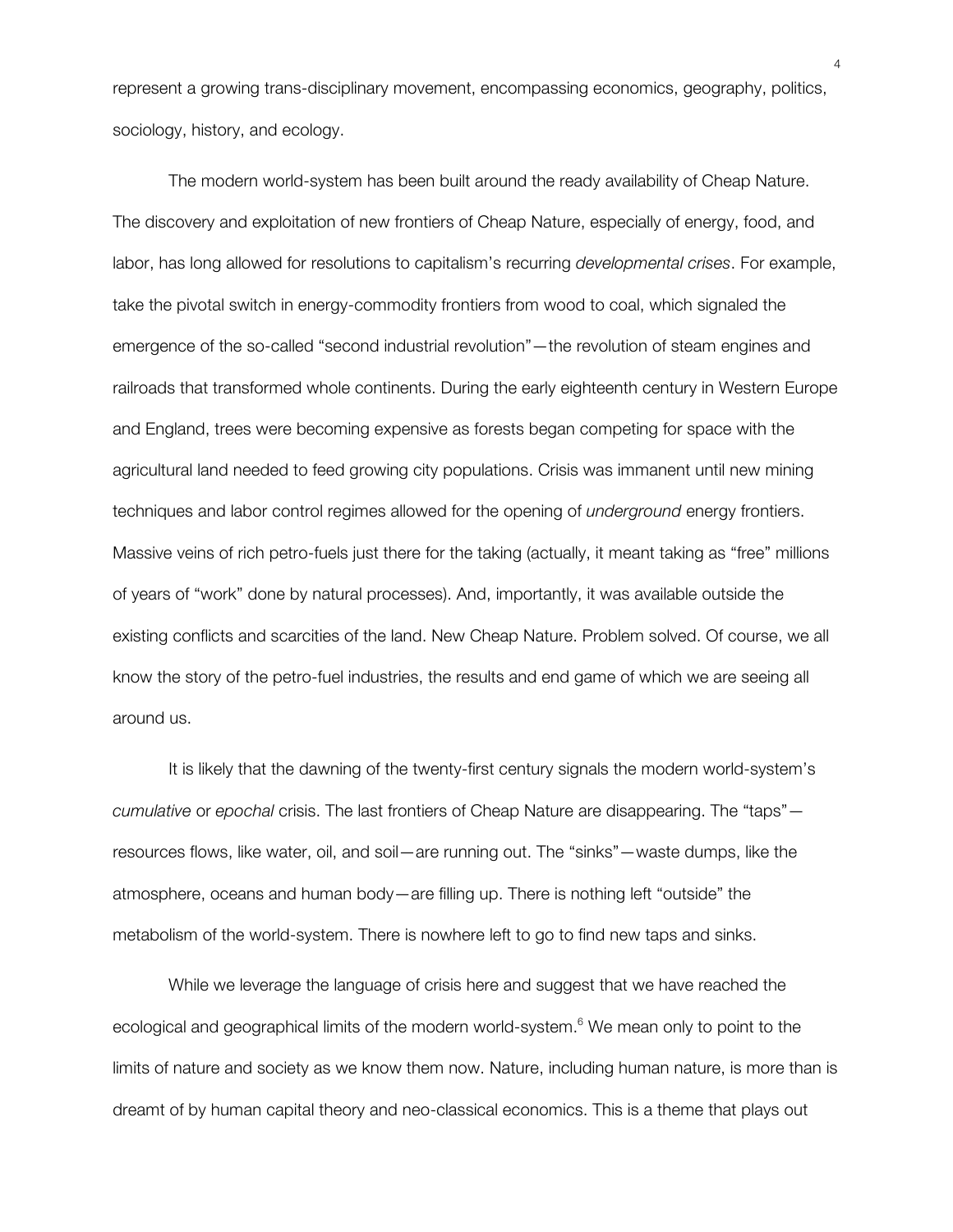represent a growing trans-disciplinary movement, encompassing economics, geography, politics, sociology, history, and ecology.

The modern world-system has been built around the ready availability of Cheap Nature. The discovery and exploitation of new frontiers of Cheap Nature, especially of energy, food, and labor, has long allowed for resolutions to capitalism's recurring *developmental crises*. For example, take the pivotal switch in energy-commodity frontiers from wood to coal, which signaled the emergence of the so-called "second industrial revolution"—the revolution of steam engines and railroads that transformed whole continents. During the early eighteenth century in Western Europe and England, trees were becoming expensive as forests began competing for space with the agricultural land needed to feed growing city populations. Crisis was immanent until new mining techniques and labor control regimes allowed for the opening of *underground* energy frontiers. Massive veins of rich petro-fuels just there for the taking (actually, it meant taking as "free" millions of years of "work" done by natural processes). And, importantly, it was available outside the existing conflicts and scarcities of the land. New Cheap Nature. Problem solved. Of course, we all know the story of the petro-fuel industries, the results and end game of which we are seeing all around us.

It is likely that the dawning of the twenty-first century signals the modern world-system's *cumulative* or *epochal* crisis. The last frontiers of Cheap Nature are disappearing. The "taps"—resources flows, like water, oil, and soil—are running out. The "sinks"—waste dumps, like the atmosphere, oceans and human body—are filling up. There is nothing left "outside" the metabolism of the world-system. There is nowhere left to go to find new taps and sinks.

While we leverage the language of crisis here and suggest that we have reached the ecological and geographical limits of the modern world-system.[6] We mean only to point to the limits of nature and society as we know them now. Nature, including human nature, is more than is dreamt of by human capital theory and neo-classical economics. This is a theme that plays out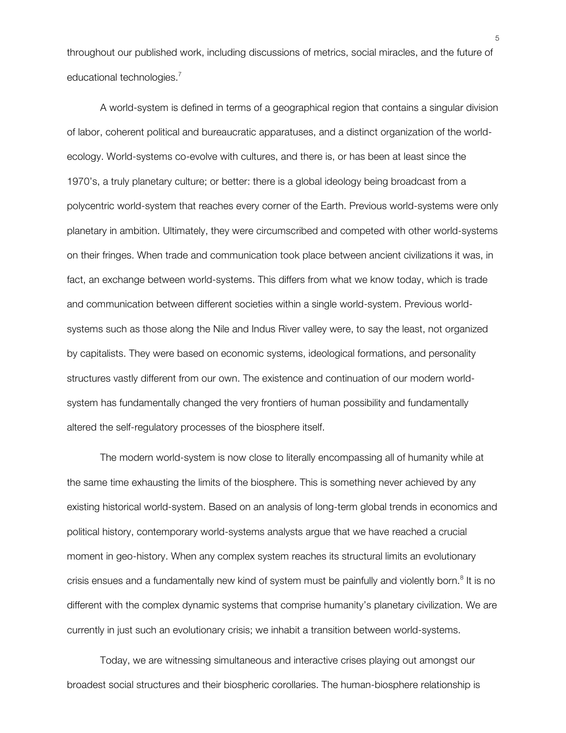throughout our published work, including discussions of metrics, social miracles, and the future of educational technologies.[7]

A world-system is defined in terms of a geographical region that contains a singular division of labor, coherent political and bureaucratic apparatuses, and a distinct organization of the world-ecology. World-systems co-evolve with cultures, and there is, or has been at least since the 1970's, a truly planetary culture; or better: there is a global ideology being broadcast from a polycentric world-system that reaches every corner of the Earth. Previous world-systems were only planetary in ambition. Ultimately, they were circumscribed and competed with other world-systems on their fringes. When trade and communication took place between ancient civilizations it was, in fact, an exchange between world-systems. This differs from what we know today, which is trade and communication between different societies within a single world-system. Previous world-systems such as those along the Nile and Indus River valley were, to say the least, not organized by capitalists. They were based on economic systems, ideological formations, and personality structures vastly different from our own. The existence and continuation of our modern world-system has fundamentally changed the very frontiers of human possibility and fundamentally altered the self-regulatory processes of the biosphere itself.

The modern world-system is now close to literally encompassing all of humanity while at the same time exhausting the limits of the biosphere. This is something never achieved by any existing historical world-system. Based on an analysis of long-term global trends in economics and political history, contemporary world-systems analysts argue that we have reached a crucial moment in geo-history. When any complex system reaches its structural limits an evolutionary crisis ensues and a fundamentally new kind of system must be painfully and violently born.[8] It is no different with the complex dynamic systems that comprise humanity's planetary civilization. We are currently in just such an evolutionary crisis; we inhabit a transition between world-systems.

Today, we are witnessing simultaneous and interactive crises playing out amongst our broadest social structures and their biospheric corollaries. The human-biosphere relationship is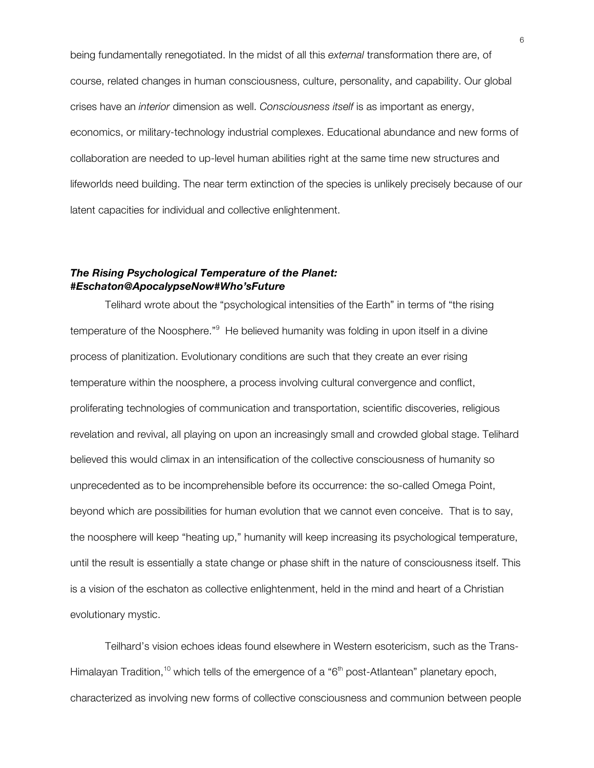being fundamentally renegotiated. In the midst of all this *external* transformation there are, of course, related changes in human consciousness, culture, personality, and capability. Our global crises have an *interior* dimension as well. *Consciousness itself* is as important as energy, economics, or military-technology industrial complexes. Educational abundance and new forms of collaboration are needed to up-level human abilities right at the same time new structures and lifeworlds need building. The near term extinction of the species is unlikely precisely because of our latent capacities for individual and collective enlightenment.

### ***The Rising Psychological Temperature of the Planet: #Eschaton@ApocalypseNow#Who'sFuture***

Telihard wrote about the "psychological intensities of the Earth" in terms of "the rising temperature of the Noosphere."[9] He believed humanity was folding in upon itself in a divine process of planitization. Evolutionary conditions are such that they create an ever rising temperature within the noosphere, a process involving cultural convergence and conflict, proliferating technologies of communication and transportation, scientific discoveries, religious revelation and revival, all playing on upon an increasingly small and crowded global stage. Telihard believed this would climax in an intensification of the collective consciousness of humanity so unprecedented as to be incomprehensible before its occurrence: the so-called Omega Point, beyond which are possibilities for human evolution that we cannot even conceive. That is to say, the noosphere will keep "heating up," humanity will keep increasing its psychological temperature, until the result is essentially a state change or phase shift in the nature of consciousness itself. This is a vision of the eschaton as collective enlightenment, held in the mind and heart of a Christian evolutionary mystic.

Teilhard's vision echoes ideas found elsewhere in Western esotericism, such as the Trans-Himalayan Tradition,[10] which tells of the emergence of a "6th post-Atlantean" planetary epoch, characterized as involving new forms of collective consciousness and communion between people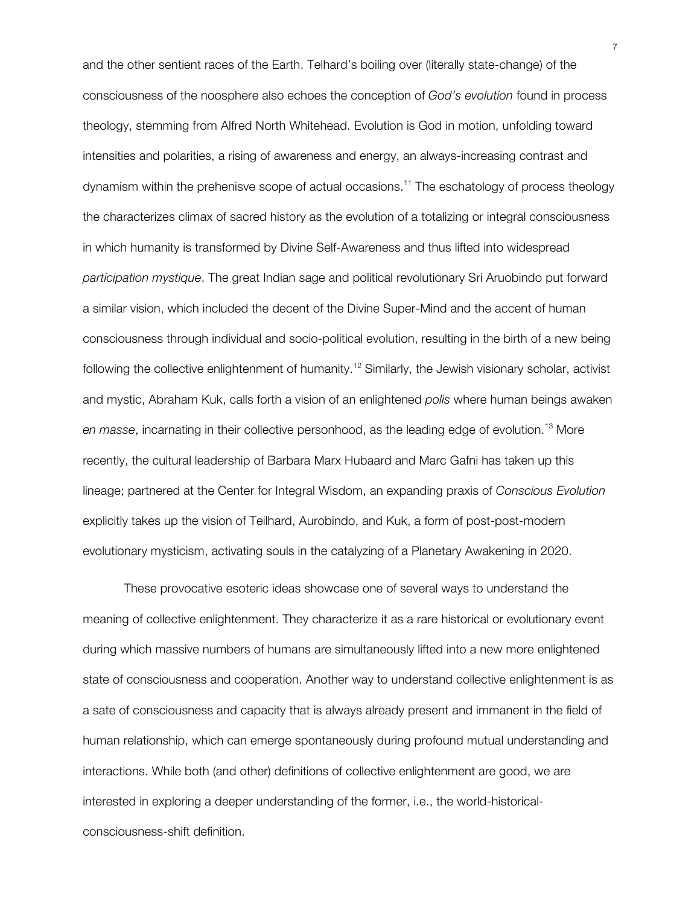and the other sentient races of the Earth. Telhard's boiling over (literally state-change) of the consciousness of the noosphere also echoes the conception of *God's evolution* found in process theology, stemming from Alfred North Whitehead. Evolution is God in motion, unfolding toward intensities and polarities, a rising of awareness and energy, an always-increasing contrast and dynamism within the prehenisve scope of actual occasions.[11] The eschatology of process theology the characterizes climax of sacred history as the evolution of a totalizing or integral consciousness in which humanity is transformed by Divine Self-Awareness and thus lifted into widespread *participation mystique*. The great Indian sage and political revolutionary Sri Aruobindo put forward a similar vision, which included the decent of the Divine Super-Mind and the accent of human consciousness through individual and socio-political evolution, resulting in the birth of a new being following the collective enlightenment of humanity.[12] Similarly, the Jewish visionary scholar, activist and mystic, Abraham Kuk, calls forth a vision of an enlightened *polis* where human beings awaken *en masse*, incarnating in their collective personhood, as the leading edge of evolution.[13] More recently, the cultural leadership of Barbara Marx Hubaard and Marc Gafni has taken up this lineage; partnered at the Center for Integral Wisdom, an expanding praxis of *Conscious Evolution* explicitly takes up the vision of Teilhard, Aurobindo, and Kuk, a form of post-post-modern evolutionary mysticism, activating souls in the catalyzing of a Planetary Awakening in 2020.

These provocative esoteric ideas showcase one of several ways to understand the meaning of collective enlightenment. They characterize it as a rare historical or evolutionary event during which massive numbers of humans are simultaneously lifted into a new more enlightened state of consciousness and cooperation. Another way to understand collective enlightenment is as a sate of consciousness and capacity that is always already present and immanent in the field of human relationship, which can emerge spontaneously during profound mutual understanding and interactions. While both (and other) definitions of collective enlightenment are good, we are interested in exploring a deeper understanding of the former, i.e., the world-historical-consciousness-shift definition.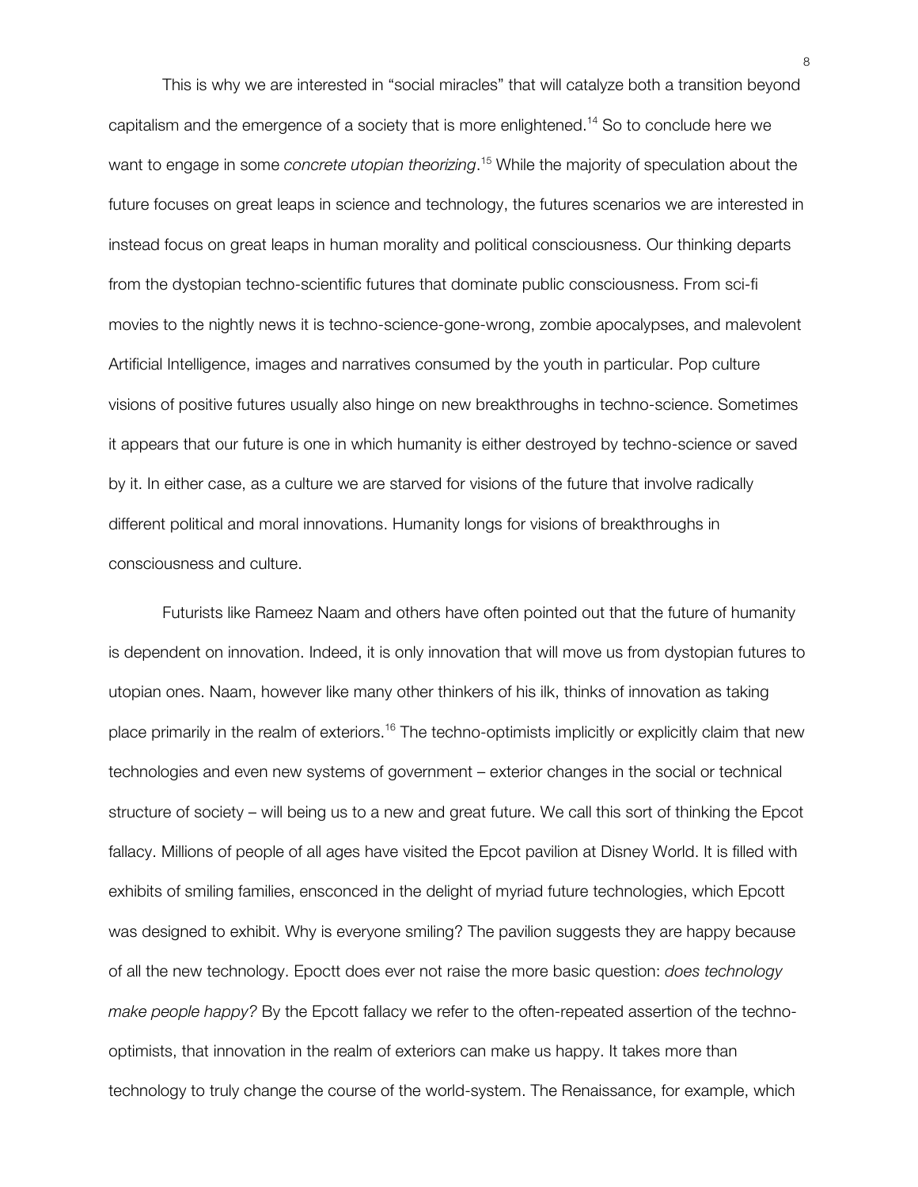This is why we are interested in "social miracles" that will catalyze both a transition beyond capitalism and the emergence of a society that is more enlightened.[14] So to conclude here we want to engage in some *concrete utopian theorizing*.[15] While the majority of speculation about the future focuses on great leaps in science and technology, the futures scenarios we are interested in instead focus on great leaps in human morality and political consciousness. Our thinking departs from the dystopian techno-scientific futures that dominate public consciousness. From sci-fi movies to the nightly news it is techno-science-gone-wrong, zombie apocalypses, and malevolent Artificial Intelligence, images and narratives consumed by the youth in particular. Pop culture visions of positive futures usually also hinge on new breakthroughs in techno-science. Sometimes it appears that our future is one in which humanity is either destroyed by techno-science or saved by it. In either case, as a culture we are starved for visions of the future that involve radically different political and moral innovations. Humanity longs for visions of breakthroughs in consciousness and culture.

Futurists like Rameez Naam and others have often pointed out that the future of humanity is dependent on innovation. Indeed, it is only innovation that will move us from dystopian futures to utopian ones. Naam, however like many other thinkers of his ilk, thinks of innovation as taking place primarily in the realm of exteriors.[16] The techno-optimists implicitly or explicitly claim that new technologies and even new systems of government – exterior changes in the social or technical structure of society – will being us to a new and great future. We call this sort of thinking the Epcot fallacy. Millions of people of all ages have visited the Epcot pavilion at Disney World. It is filled with exhibits of smiling families, ensconced in the delight of myriad future technologies, which Epcott was designed to exhibit. Why is everyone smiling? The pavilion suggests they are happy because of all the new technology. Epoctt does ever not raise the more basic question: *does technology make people happy?* By the Epcott fallacy we refer to the often-repeated assertion of the techno-optimists, that innovation in the realm of exteriors can make us happy. It takes more than technology to truly change the course of the world-system. The Renaissance, for example, which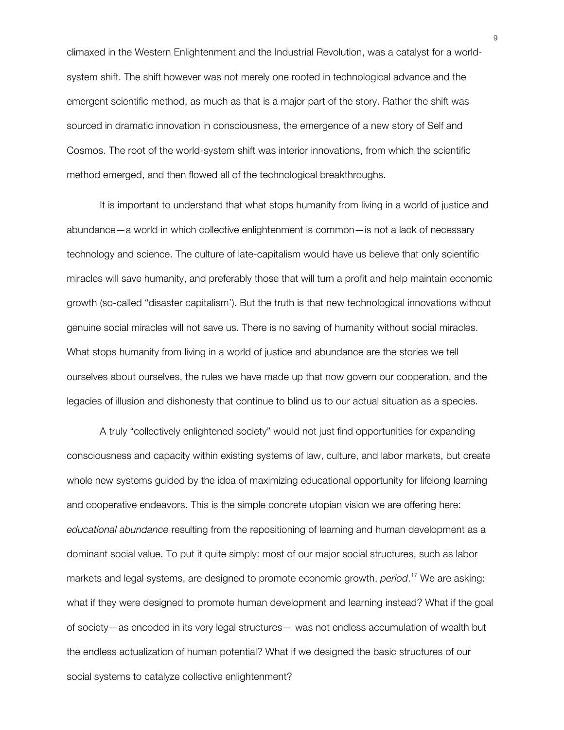climaxed in the Western Enlightenment and the Industrial Revolution, was a catalyst for a world-system shift. The shift however was not merely one rooted in technological advance and the emergent scientific method, as much as that is a major part of the story. Rather the shift was sourced in dramatic innovation in consciousness, the emergence of a new story of Self and Cosmos. The root of the world-system shift was interior innovations, from which the scientific method emerged, and then flowed all of the technological breakthroughs.

It is important to understand that what stops humanity from living in a world of justice and abundance—a world in which collective enlightenment is common—is not a lack of necessary technology and science. The culture of late-capitalism would have us believe that only scientific miracles will save humanity, and preferably those that will turn a profit and help maintain economic growth (so-called "disaster capitalism'). But the truth is that new technological innovations without genuine social miracles will not save us. There is no saving of humanity without social miracles. What stops humanity from living in a world of justice and abundance are the stories we tell ourselves about ourselves, the rules we have made up that now govern our cooperation, and the legacies of illusion and dishonesty that continue to blind us to our actual situation as a species.

A truly "collectively enlightened society" would not just find opportunities for expanding consciousness and capacity within existing systems of law, culture, and labor markets, but create whole new systems guided by the idea of maximizing educational opportunity for lifelong learning and cooperative endeavors. This is the simple concrete utopian vision we are offering here: *educational abundance* resulting from the repositioning of learning and human development as a dominant social value. To put it quite simply: most of our major social structures, such as labor markets and legal systems, are designed to promote economic growth, *period*.[17] We are asking: what if they were designed to promote human development and learning instead? What if the goal of society—as encoded in its very legal structures— was not endless accumulation of wealth but the endless actualization of human potential? What if we designed the basic structures of our social systems to catalyze collective enlightenment?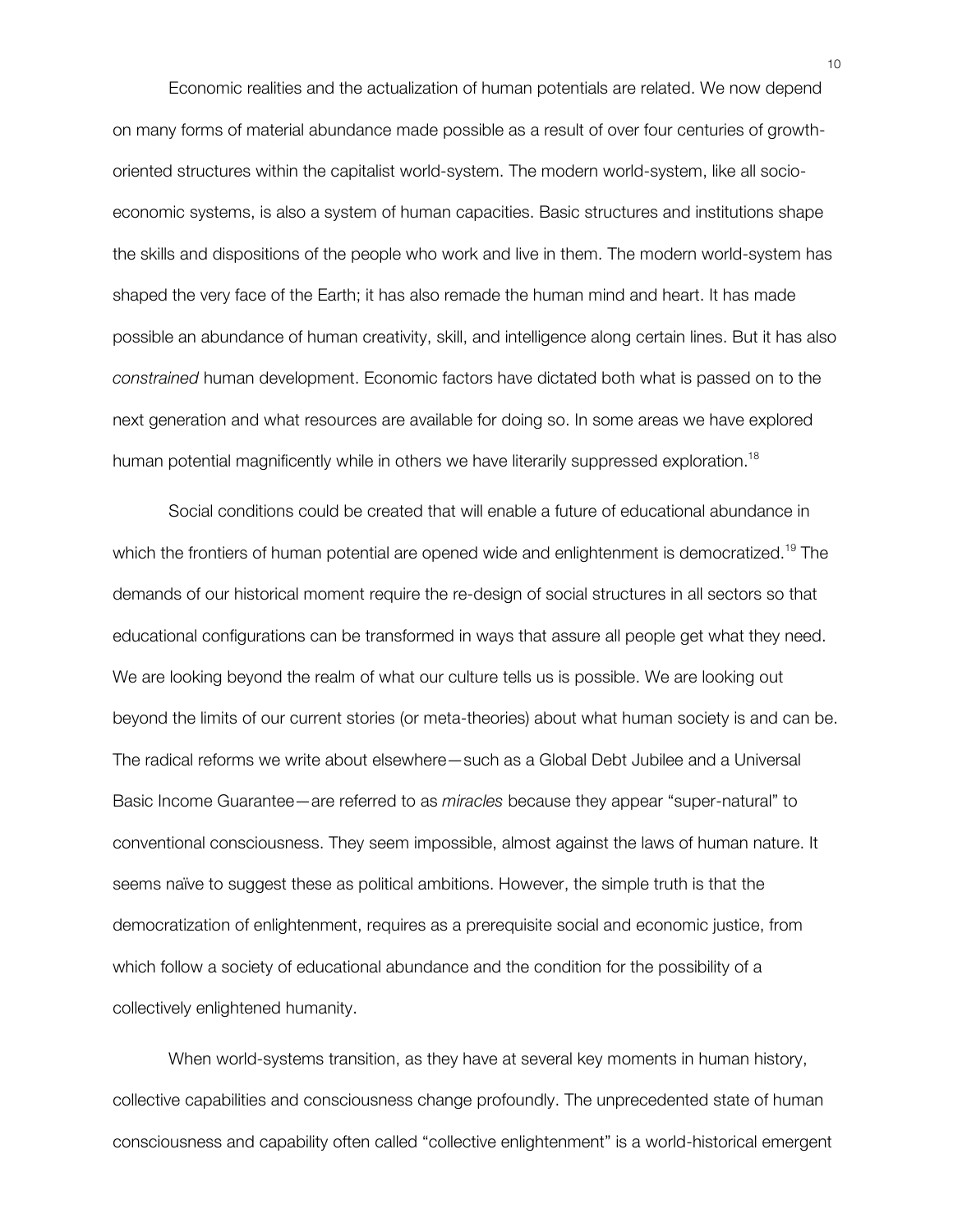Economic realities and the actualization of human potentials are related. We now depend on many forms of material abundance made possible as a result of over four centuries of growth-oriented structures within the capitalist world-system. The modern world-system, like all socio-economic systems, is also a system of human capacities. Basic structures and institutions shape the skills and dispositions of the people who work and live in them. The modern world-system has shaped the very face of the Earth; it has also remade the human mind and heart. It has made possible an abundance of human creativity, skill, and intelligence along certain lines. But it has also *constrained* human development. Economic factors have dictated both what is passed on to the next generation and what resources are available for doing so. In some areas we have explored human potential magnificently while in others we have literarily suppressed exploration.[18]

Social conditions could be created that will enable a future of educational abundance in which the frontiers of human potential are opened wide and enlightenment is democratized.[19] The demands of our historical moment require the re-design of social structures in all sectors so that educational configurations can be transformed in ways that assure all people get what they need. We are looking beyond the realm of what our culture tells us is possible. We are looking out beyond the limits of our current stories (or meta-theories) about what human society is and can be. The radical reforms we write about elsewhere—such as a Global Debt Jubilee and a Universal Basic Income Guarantee—are referred to as *miracles* because they appear "super-natural" to conventional consciousness. They seem impossible, almost against the laws of human nature. It seems naïve to suggest these as political ambitions. However, the simple truth is that the democratization of enlightenment, requires as a prerequisite social and economic justice, from which follow a society of educational abundance and the condition for the possibility of a collectively enlightened humanity.

When world-systems transition, as they have at several key moments in human history, collective capabilities and consciousness change profoundly. The unprecedented state of human consciousness and capability often called "collective enlightenment" is a world-historical emergent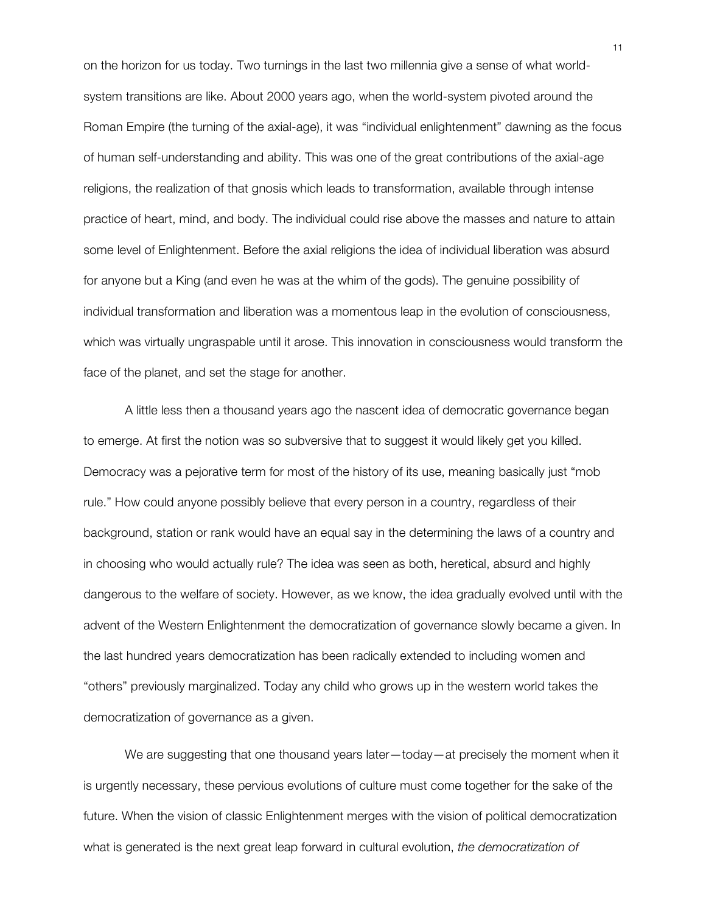on the horizon for us today. Two turnings in the last two millennia give a sense of what world-system transitions are like. About 2000 years ago, when the world-system pivoted around the Roman Empire (the turning of the axial-age), it was "individual enlightenment" dawning as the focus of human self-understanding and ability. This was one of the great contributions of the axial-age religions, the realization of that gnosis which leads to transformation, available through intense practice of heart, mind, and body. The individual could rise above the masses and nature to attain some level of Enlightenment. Before the axial religions the idea of individual liberation was absurd for anyone but a King (and even he was at the whim of the gods). The genuine possibility of individual transformation and liberation was a momentous leap in the evolution of consciousness, which was virtually ungraspable until it arose. This innovation in consciousness would transform the face of the planet, and set the stage for another.

A little less then a thousand years ago the nascent idea of democratic governance began to emerge. At first the notion was so subversive that to suggest it would likely get you killed. Democracy was a pejorative term for most of the history of its use, meaning basically just "mob rule." How could anyone possibly believe that every person in a country, regardless of their background, station or rank would have an equal say in the determining the laws of a country and in choosing who would actually rule? The idea was seen as both, heretical, absurd and highly dangerous to the welfare of society. However, as we know, the idea gradually evolved until with the advent of the Western Enlightenment the democratization of governance slowly became a given. In the last hundred years democratization has been radically extended to including women and "others" previously marginalized. Today any child who grows up in the western world takes the democratization of governance as a given.

We are suggesting that one thousand years later—today—at precisely the moment when it is urgently necessary, these pervious evolutions of culture must come together for the sake of the future. When the vision of classic Enlightenment merges with the vision of political democratization what is generated is the next great leap forward in cultural evolution, *the democratization of*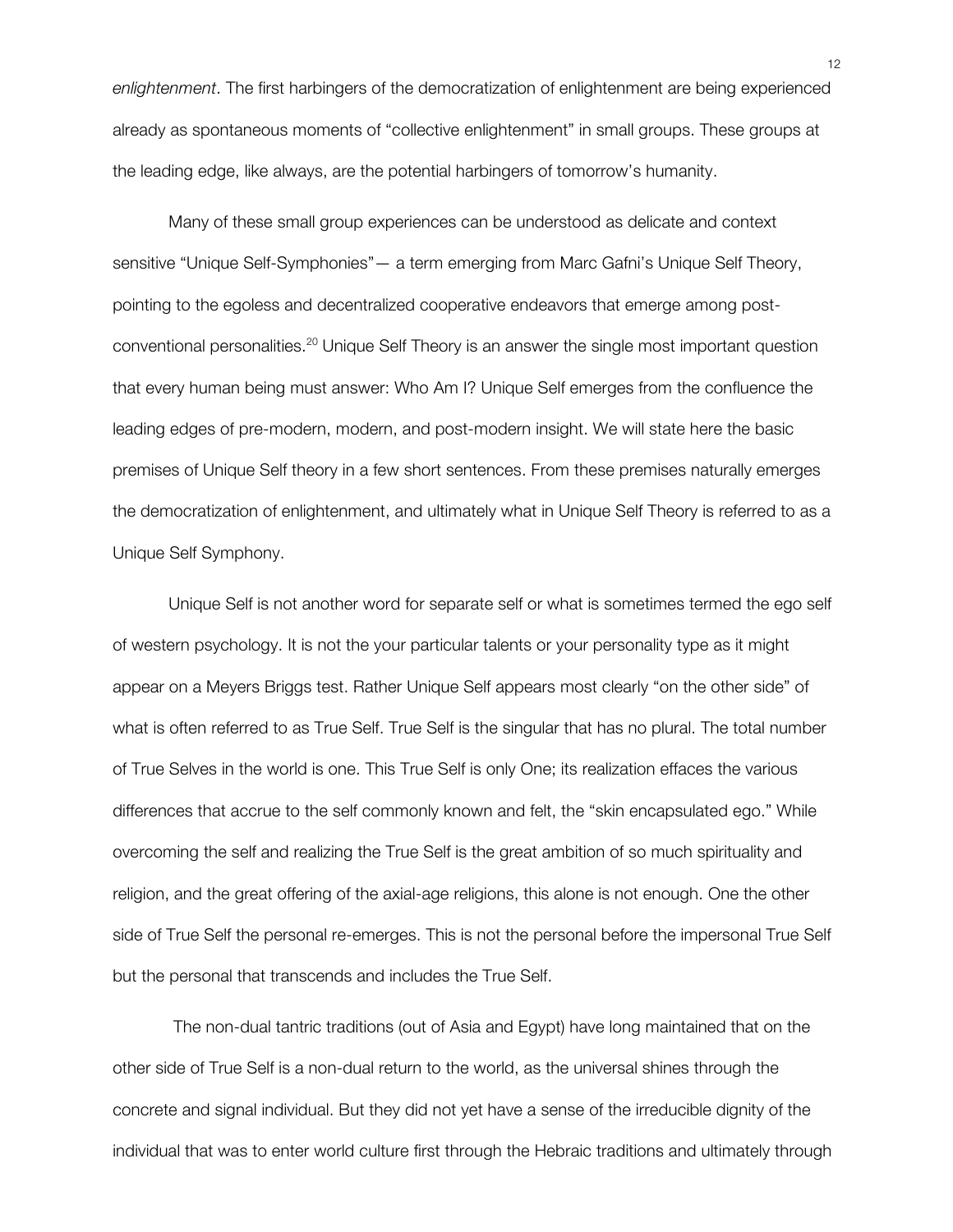*enlightenment*. The first harbingers of the democratization of enlightenment are being experienced already as spontaneous moments of "collective enlightenment" in small groups. These groups at the leading edge, like always, are the potential harbingers of tomorrow's humanity.

Many of these small group experiences can be understood as delicate and context sensitive "Unique Self-Symphonies"— a term emerging from Marc Gafni's Unique Self Theory, pointing to the egoless and decentralized cooperative endeavors that emerge among post-conventional personalities.[20] Unique Self Theory is an answer the single most important question that every human being must answer: Who Am I? Unique Self emerges from the confluence the leading edges of pre-modern, modern, and post-modern insight. We will state here the basic premises of Unique Self theory in a few short sentences. From these premises naturally emerges the democratization of enlightenment, and ultimately what in Unique Self Theory is referred to as a Unique Self Symphony.

Unique Self is not another word for separate self or what is sometimes termed the ego self of western psychology. It is not the your particular talents or your personality type as it might appear on a Meyers Briggs test. Rather Unique Self appears most clearly "on the other side" of what is often referred to as True Self. True Self is the singular that has no plural. The total number of True Selves in the world is one. This True Self is only One; its realization effaces the various differences that accrue to the self commonly known and felt, the "skin encapsulated ego." While overcoming the self and realizing the True Self is the great ambition of so much spirituality and religion, and the great offering of the axial-age religions, this alone is not enough. One the other side of True Self the personal re-emerges. This is not the personal before the impersonal True Self but the personal that transcends and includes the True Self.

The non-dual tantric traditions (out of Asia and Egypt) have long maintained that on the other side of True Self is a non-dual return to the world, as the universal shines through the concrete and signal individual. But they did not yet have a sense of the irreducible dignity of the individual that was to enter world culture first through the Hebraic traditions and ultimately through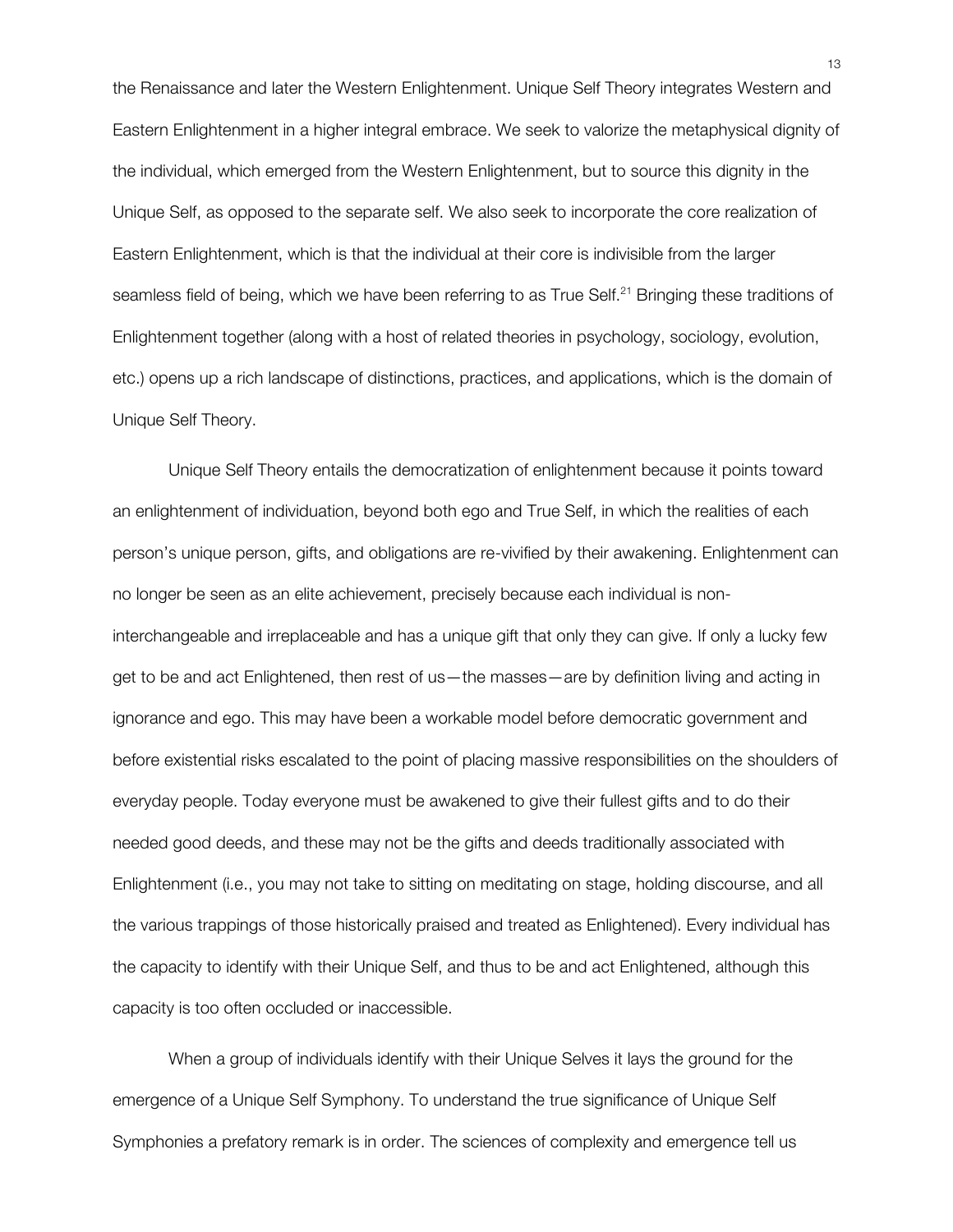the Renaissance and later the Western Enlightenment. Unique Self Theory integrates Western and Eastern Enlightenment in a higher integral embrace. We seek to valorize the metaphysical dignity of the individual, which emerged from the Western Enlightenment, but to source this dignity in the Unique Self, as opposed to the separate self. We also seek to incorporate the core realization of Eastern Enlightenment, which is that the individual at their core is indivisible from the larger seamless field of being, which we have been referring to as True Self.[21] Bringing these traditions of Enlightenment together (along with a host of related theories in psychology, sociology, evolution, etc.) opens up a rich landscape of distinctions, practices, and applications, which is the domain of Unique Self Theory.

Unique Self Theory entails the democratization of enlightenment because it points toward an enlightenment of individuation, beyond both ego and True Self, in which the realities of each person's unique person, gifts, and obligations are re-vivified by their awakening. Enlightenment can no longer be seen as an elite achievement, precisely because each individual is non-interchangeable and irreplaceable and has a unique gift that only they can give. If only a lucky few get to be and act Enlightened, then rest of us—the masses—are by definition living and acting in ignorance and ego. This may have been a workable model before democratic government and before existential risks escalated to the point of placing massive responsibilities on the shoulders of everyday people. Today everyone must be awakened to give their fullest gifts and to do their needed good deeds, and these may not be the gifts and deeds traditionally associated with Enlightenment (i.e., you may not take to sitting on meditating on stage, holding discourse, and all the various trappings of those historically praised and treated as Enlightened). Every individual has the capacity to identify with their Unique Self, and thus to be and act Enlightened, although this capacity is too often occluded or inaccessible.

When a group of individuals identify with their Unique Selves it lays the ground for the emergence of a Unique Self Symphony. To understand the true significance of Unique Self Symphonies a prefatory remark is in order. The sciences of complexity and emergence tell us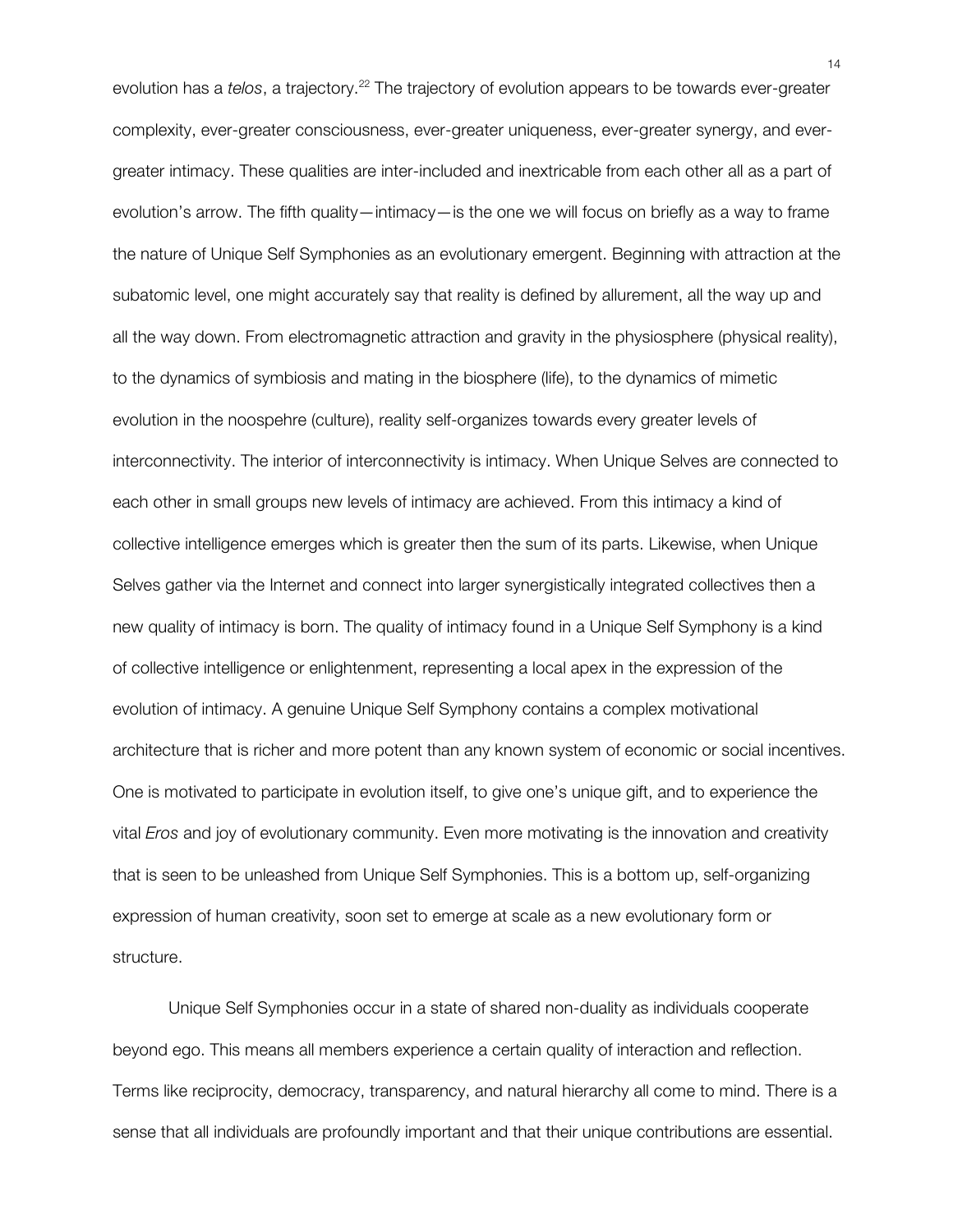evolution has a *telos*, a trajectory.[22] The trajectory of evolution appears to be towards ever-greater complexity, ever-greater consciousness, ever-greater uniqueness, ever-greater synergy, and ever-greater intimacy. These qualities are inter-included and inextricable from each other all as a part of evolution's arrow. The fifth quality—intimacy—is the one we will focus on briefly as a way to frame the nature of Unique Self Symphonies as an evolutionary emergent. Beginning with attraction at the subatomic level, one might accurately say that reality is defined by allurement, all the way up and all the way down. From electromagnetic attraction and gravity in the physiosphere (physical reality), to the dynamics of symbiosis and mating in the biosphere (life), to the dynamics of mimetic evolution in the noospehre (culture), reality self-organizes towards every greater levels of interconnectivity. The interior of interconnectivity is intimacy. When Unique Selves are connected to each other in small groups new levels of intimacy are achieved. From this intimacy a kind of collective intelligence emerges which is greater then the sum of its parts. Likewise, when Unique Selves gather via the Internet and connect into larger synergistically integrated collectives then a new quality of intimacy is born. The quality of intimacy found in a Unique Self Symphony is a kind of collective intelligence or enlightenment, representing a local apex in the expression of the evolution of intimacy. A genuine Unique Self Symphony contains a complex motivational architecture that is richer and more potent than any known system of economic or social incentives. One is motivated to participate in evolution itself, to give one's unique gift, and to experience the vital *Eros* and joy of evolutionary community. Even more motivating is the innovation and creativity that is seen to be unleashed from Unique Self Symphonies. This is a bottom up, self-organizing expression of human creativity, soon set to emerge at scale as a new evolutionary form or structure.

Unique Self Symphonies occur in a state of shared non-duality as individuals cooperate beyond ego. This means all members experience a certain quality of interaction and reflection. Terms like reciprocity, democracy, transparency, and natural hierarchy all come to mind. There is a sense that all individuals are profoundly important and that their unique contributions are essential.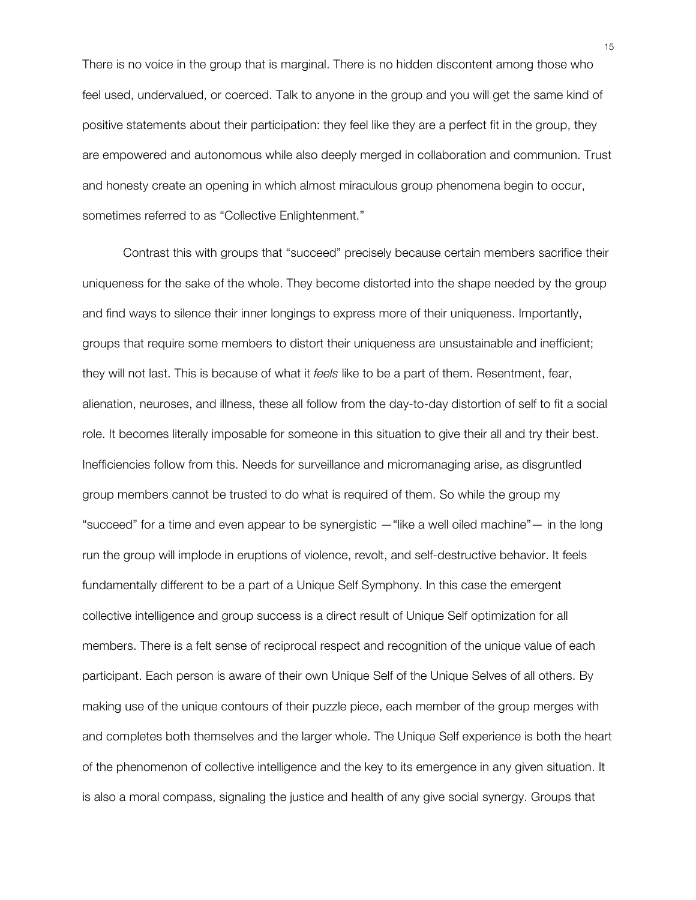There is no voice in the group that is marginal. There is no hidden discontent among those who feel used, undervalued, or coerced. Talk to anyone in the group and you will get the same kind of positive statements about their participation: they feel like they are a perfect fit in the group, they are empowered and autonomous while also deeply merged in collaboration and communion. Trust and honesty create an opening in which almost miraculous group phenomena begin to occur, sometimes referred to as "Collective Enlightenment."

Contrast this with groups that "succeed" precisely because certain members sacrifice their uniqueness for the sake of the whole. They become distorted into the shape needed by the group and find ways to silence their inner longings to express more of their uniqueness. Importantly, groups that require some members to distort their uniqueness are unsustainable and inefficient; they will not last. This is because of what it *feels* like to be a part of them. Resentment, fear, alienation, neuroses, and illness, these all follow from the day-to-day distortion of self to fit a social role. It becomes literally imposable for someone in this situation to give their all and try their best. Inefficiencies follow from this. Needs for surveillance and micromanaging arise, as disgruntled group members cannot be trusted to do what is required of them. So while the group my "succeed" for a time and even appear to be synergistic —"like a well oiled machine"— in the long run the group will implode in eruptions of violence, revolt, and self-destructive behavior. It feels fundamentally different to be a part of a Unique Self Symphony. In this case the emergent collective intelligence and group success is a direct result of Unique Self optimization for all members. There is a felt sense of reciprocal respect and recognition of the unique value of each participant. Each person is aware of their own Unique Self of the Unique Selves of all others. By making use of the unique contours of their puzzle piece, each member of the group merges with and completes both themselves and the larger whole. The Unique Self experience is both the heart of the phenomenon of collective intelligence and the key to its emergence in any given situation. It is also a moral compass, signaling the justice and health of any give social synergy. Groups that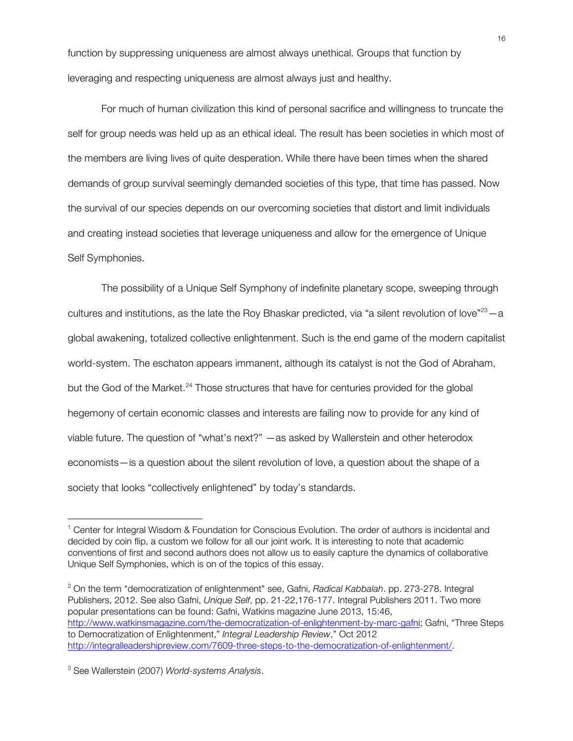function by suppressing uniqueness are almost always unethical. Groups that function by leveraging and respecting uniqueness are almost always just and healthy.

For much of human civilization this kind of personal sacrifice and willingness to truncate the self for group needs was held up as an ethical ideal. The result has been societies in which most of the members are living lives of quite desperation. While there have been times when the shared demands of group survival seemingly demanded societies of this type, that time has passed. Now the survival of our species depends on our overcoming societies that distort and limit individuals and creating instead societies that leverage uniqueness and allow for the emergence of Unique Self Symphonies.

The possibility of a Unique Self Symphony of indefinite planetary scope, sweeping through cultures and institutions, as the late the Roy Bhaskar predicted, via "a silent revolution of love"[23]—a global awakening, totalized collective enlightenment. Such is the end game of the modern capitalist world-system. The eschaton appears immanent, although its catalyst is not the God of Abraham, but the God of the Market.[24] Those structures that have for centuries provided for the global hegemony of certain economic classes and interests are failing now to provide for any kind of viable future. The question of "what's next?" —as asked by Wallerstein and other heterodox economists—is a question about the silent revolution of love, a question about the shape of a society that looks "collectively enlightened" by today's standards.

---

[1] Center for Integral Wisdom & Foundation for Conscious Evolution. The order of authors is incidental and decided by coin flip, a custom we follow for all our joint work. It is interesting to note that academic conventions of first and second authors does not allow us to easily capture the dynamics of collaborative Unique Self Symphonies, which is on of the topics of this essay.

[2] On the term "democratization of enlightenment" see, Gafni, *Radical Kabbalah*. pp. 273-278. Integral Publishers, 2012. See also Gafni, *Unique Self*, pp. 21-22,176-177. Integral Publishers 2011. Two more popular presentations can be found: Gafni, Watkins magazine June 2013, 15:46, http://www.watkinsmagazine.com/the-democratization-of-enlightenment-by-marc-gafni; Gafni, "Three Steps to Democratization of Enlightenment," *Integral Leadership Review*," Oct 2012 http://integralleadershipreview.com/7609-three-steps-to-the-democratization-of-enlightenment/.

[3] See Wallerstein (2007) *World-systems Analysis*.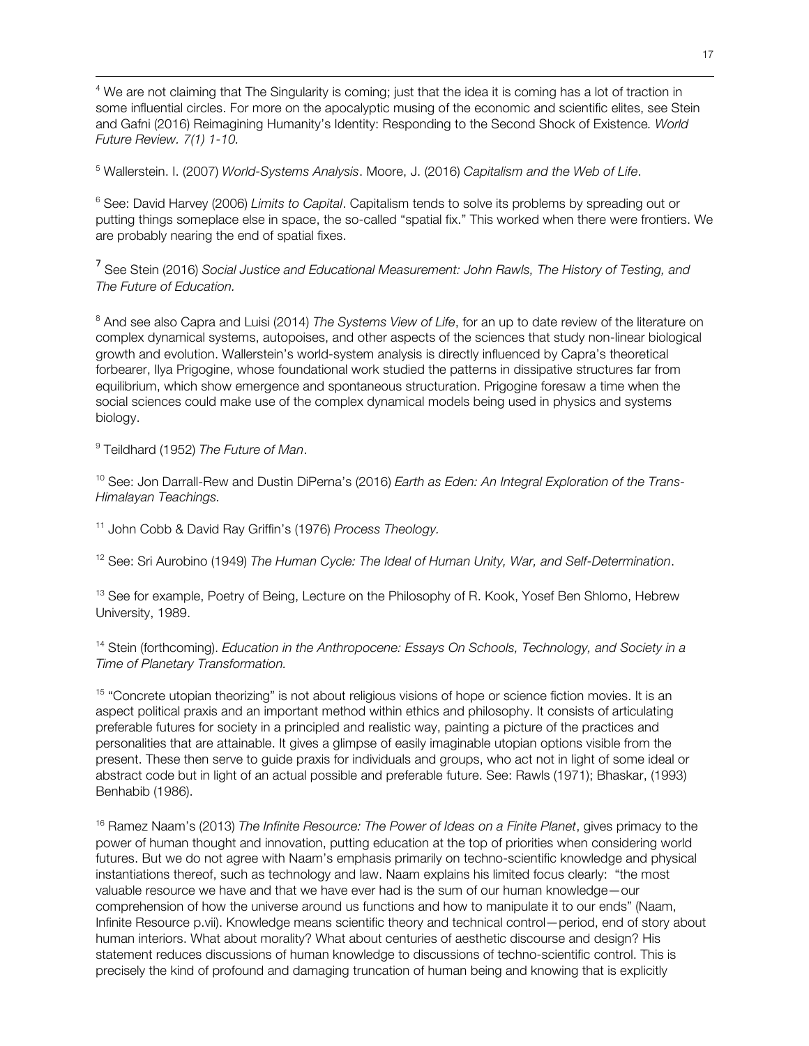[4] We are not claiming that The Singularity is coming; just that the idea it is coming has a lot of traction in some influential circles. For more on the apocalyptic musing of the economic and scientific elites, see Stein and Gafni (2016) Reimagining Humanity's Identity: Responding to the Second Shock of Existence. *World Future Review. 7(1) 1-10.*

[5] Wallerstein. I. (2007) *World-Systems Analysis*. Moore, J. (2016) *Capitalism and the Web of Life*.

[6] See: David Harvey (2006) *Limits to Capital*. Capitalism tends to solve its problems by spreading out or putting things someplace else in space, the so-called "spatial fix." This worked when there were frontiers. We are probably nearing the end of spatial fixes.

[7] See Stein (2016) *Social Justice and Educational Measurement: John Rawls, The History of Testing, and The Future of Education.*

[8] And see also Capra and Luisi (2014) *The Systems View of Life*, for an up to date review of the literature on complex dynamical systems, autopoises, and other aspects of the sciences that study non-linear biological growth and evolution. Wallerstein's world-system analysis is directly influenced by Capra's theoretical forbearer, Ilya Prigogine, whose foundational work studied the patterns in dissipative structures far from equilibrium, which show emergence and spontaneous structuration. Prigogine foresaw a time when the social sciences could make use of the complex dynamical models being used in physics and systems biology.

[9] Teildhard (1952) *The Future of Man*.

[10] See: Jon Darrall-Rew and Dustin DiPerna's (2016) *Earth as Eden: An Integral Exploration of the Trans-Himalayan Teachings.*

[11] John Cobb & David Ray Griffin's (1976) *Process Theology.*

[12] See: Sri Aurobino (1949) *The Human Cycle: The Ideal of Human Unity, War, and Self-Determination*.

[13] See for example, Poetry of Being, Lecture on the Philosophy of R. Kook, Yosef Ben Shlomo, Hebrew University, 1989.

[14] Stein (forthcoming). *Education in the Anthropocene: Essays On Schools, Technology, and Society in a Time of Planetary Transformation.*

[15] "Concrete utopian theorizing" is not about religious visions of hope or science fiction movies. It is an aspect political praxis and an important method within ethics and philosophy. It consists of articulating preferable futures for society in a principled and realistic way, painting a picture of the practices and personalities that are attainable. It gives a glimpse of easily imaginable utopian options visible from the present. These then serve to guide praxis for individuals and groups, who act not in light of some ideal or abstract code but in light of an actual possible and preferable future. See: Rawls (1971); Bhaskar, (1993) Benhabib (1986).

[16] Ramez Naam's (2013) *The Infinite Resource: The Power of Ideas on a Finite Planet*, gives primacy to the power of human thought and innovation, putting education at the top of priorities when considering world futures. But we do not agree with Naam's emphasis primarily on techno-scientific knowledge and physical instantiations thereof, such as technology and law. Naam explains his limited focus clearly: "the most valuable resource we have and that we have ever had is the sum of our human knowledge—our comprehension of how the universe around us functions and how to manipulate it to our ends" (Naam, Infinite Resource p.vii). Knowledge means scientific theory and technical control—period, end of story about human interiors. What about morality? What about centuries of aesthetic discourse and design? His statement reduces discussions of human knowledge to discussions of techno-scientific control. This is precisely the kind of profound and damaging truncation of human being and knowing that is explicitly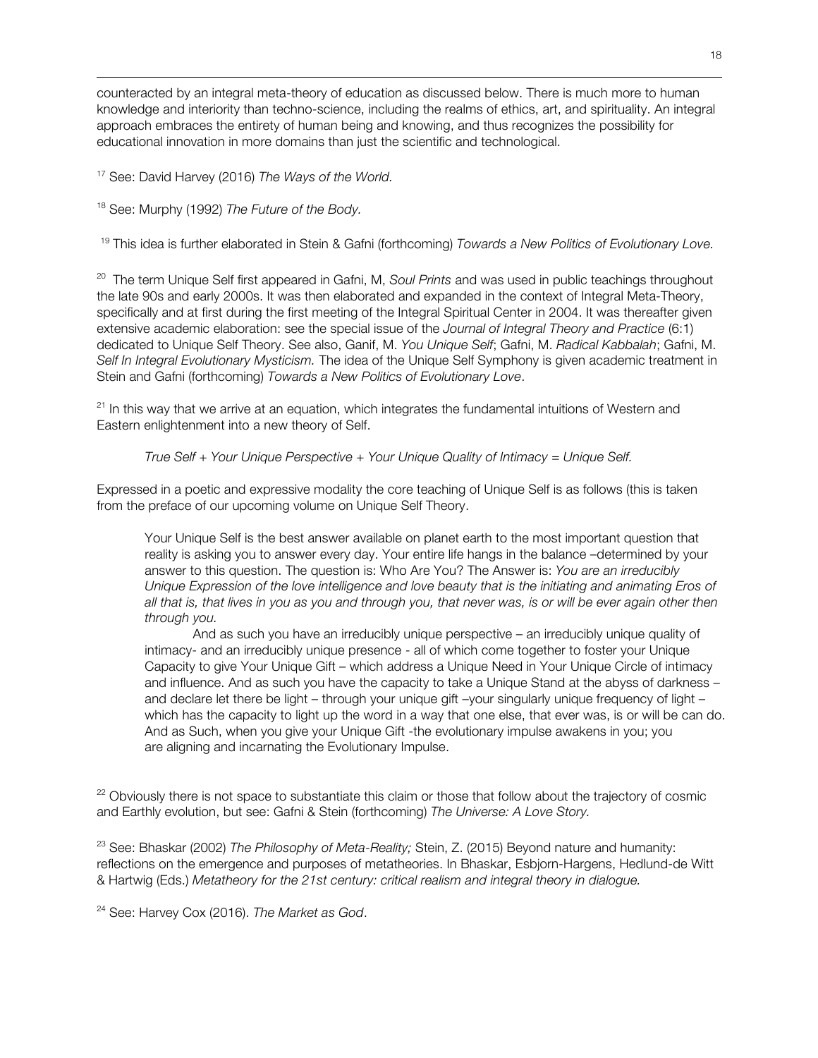counteracted by an integral meta-theory of education as discussed below. There is much more to human knowledge and interiority than techno-science, including the realms of ethics, art, and spirituality. An integral approach embraces the entirety of human being and knowing, and thus recognizes the possibility for educational innovation in more domains than just the scientific and technological.

[17] See: David Harvey (2016) *The Ways of the World.*

[18] See: Murphy (1992) *The Future of the Body.*

[19] This idea is further elaborated in Stein & Gafni (forthcoming) *Towards a New Politics of Evolutionary Love.*

[20] The term Unique Self first appeared in Gafni, M, *Soul Prints* and was used in public teachings throughout the late 90s and early 2000s. It was then elaborated and expanded in the context of Integral Meta-Theory, specifically and at first during the first meeting of the Integral Spiritual Center in 2004. It was thereafter given extensive academic elaboration: see the special issue of the *Journal of Integral Theory and Practice* (6:1) dedicated to Unique Self Theory. See also, Ganif, M. *You Unique Self*; Gafni, M. *Radical Kabbalah*; Gafni, M. *Self In Integral Evolutionary Mysticism.* The idea of the Unique Self Symphony is given academic treatment in Stein and Gafni (forthcoming) *Towards a New Politics of Evolutionary Love*.

[21] In this way that we arrive at an equation, which integrates the fundamental intuitions of Western and Eastern enlightenment into a new theory of Self.

> *True Self + Your Unique Perspective + Your Unique Quality of Intimacy = Unique Self.*

Expressed in a poetic and expressive modality the core teaching of Unique Self is as follows (this is taken from the preface of our upcoming volume on Unique Self Theory.

> Your Unique Self is the best answer available on planet earth to the most important question that reality is asking you to answer every day. Your entire life hangs in the balance –determined by your answer to this question. The question is: Who Are You? The Answer is: *You are an irreducibly Unique Expression of the love intelligence and love beauty that is the initiating and animating Eros of all that is, that lives in you as you and through you, that never was, is or will be ever again other then through you.*
>
> And as such you have an irreducibly unique perspective – an irreducibly unique quality of intimacy- and an irreducibly unique presence - all of which come together to foster your Unique Capacity to give Your Unique Gift – which address a Unique Need in Your Unique Circle of intimacy and influence. And as such you have the capacity to take a Unique Stand at the abyss of darkness – and declare let there be light – through your unique gift –your singularly unique frequency of light – which has the capacity to light up the word in a way that one else, that ever was, is or will be can do. And as Such, when you give your Unique Gift -the evolutionary impulse awakens in you; you are aligning and incarnating the Evolutionary Impulse.

[22] Obviously there is not space to substantiate this claim or those that follow about the trajectory of cosmic and Earthly evolution, but see: Gafni & Stein (forthcoming) *The Universe: A Love Story.*

[23] See: Bhaskar (2002) *The Philosophy of Meta-Reality;* Stein, Z. (2015) Beyond nature and humanity: reflections on the emergence and purposes of metatheories. In Bhaskar, Esbjorn-Hargens, Hedlund-de Witt & Hartwig (Eds.) *Metatheory for the 21st century: critical realism and integral theory in dialogue.*

[24] See: Harvey Cox (2016). *The Market as God*.